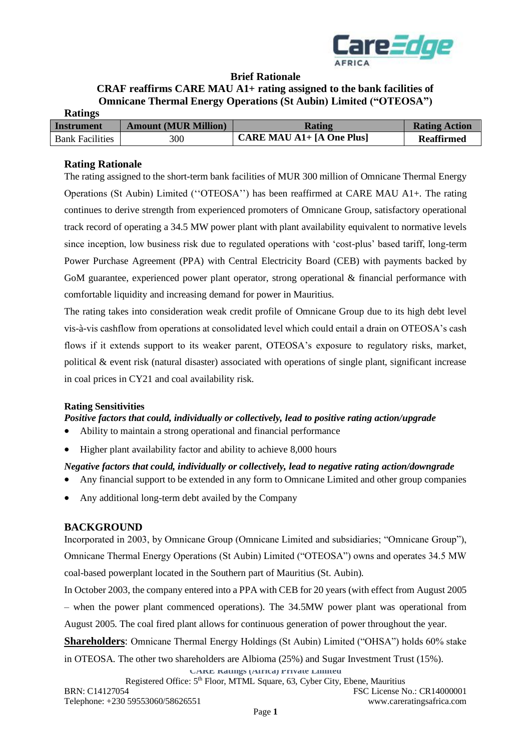**Brief Rationale**

**CRAF reaffirms CARE MAU A1+ rating assigned to the bank facilities of Omnicane Thermal Energy Operations (St Aubin) Limited ("OTEOSA")**

**Ratings**

| Instrument | Amount (MUR Million) | Rating | Rating Action |
|---|---|---|---|
| Bank Facilities | 300 | **CARE MAU A1+ [A One Plus]** | **Reaffirmed** |

## Rating Rationale

The rating assigned to the short-term bank facilities of MUR 300 million of Omnicane Thermal Energy Operations (St Aubin) Limited (''OTEOSA'') has been reaffirmed at CARE MAU A1+. The rating continues to derive strength from experienced promoters of Omnicane Group, satisfactory operational track record of operating a 34.5 MW power plant with plant availability equivalent to normative levels since inception, low business risk due to regulated operations with 'cost-plus' based tariff, long-term Power Purchase Agreement (PPA) with Central Electricity Board (CEB) with payments backed by GoM guarantee, experienced power plant operator, strong operational & financial performance with comfortable liquidity and increasing demand for power in Mauritius.

The rating takes into consideration weak credit profile of Omnicane Group due to its high debt level vis-à-vis cashflow from operations at consolidated level which could entail a drain on OTEOSA's cash flows if it extends support to its weaker parent, OTEOSA's exposure to regulatory risks, market, political & event risk (natural disaster) associated with operations of single plant, significant increase in coal prices in CY21 and coal availability risk.

### Rating Sensitivities

***Positive factors that could, individually or collectively, lead to positive rating action/upgrade***

- Ability to maintain a strong operational and financial performance
- Higher plant availability factor and ability to achieve 8,000 hours

***Negative factors that could, individually or collectively, lead to negative rating action/downgrade***

- Any financial support to be extended in any form to Omnicane Limited and other group companies
- Any additional long-term debt availed by the Company

## BACKGROUND

Incorporated in 2003, by Omnicane Group (Omnicane Limited and subsidiaries; "Omnicane Group"), Omnicane Thermal Energy Operations (St Aubin) Limited ("OTEOSA") owns and operates 34.5 MW coal-based powerplant located in the Southern part of Mauritius (St. Aubin).

In October 2003, the company entered into a PPA with CEB for 20 years (with effect from August 2005 – when the power plant commenced operations). The 34.5MW power plant was operational from August 2005. The coal fired plant allows for continuous generation of power throughout the year.

**Shareholders**: Omnicane Thermal Energy Holdings (St Aubin) Limited ("OHSA") holds 60% stake in OTEOSA. The other two shareholders are Albioma (25%) and Sugar Investment Trust (15%).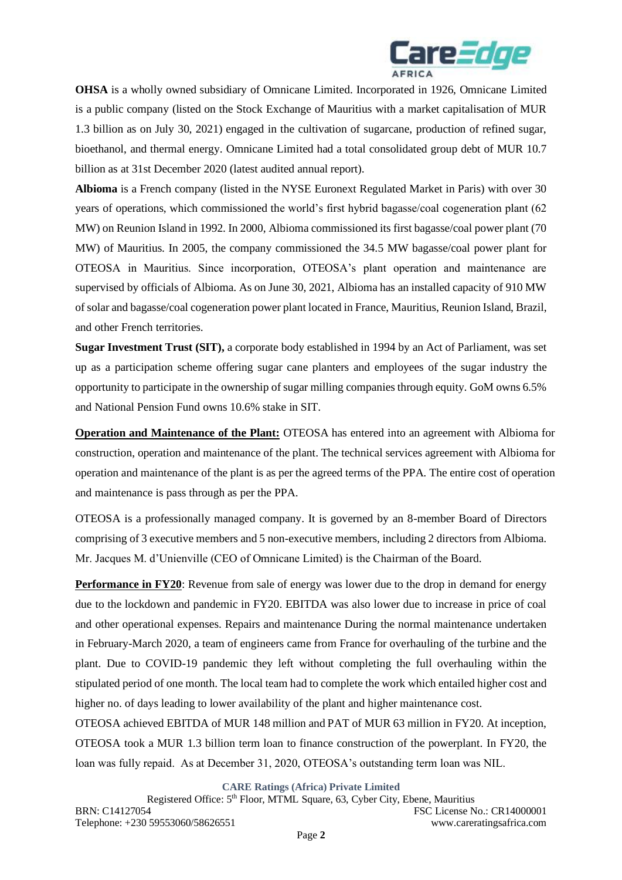**OHSA** is a wholly owned subsidiary of Omnicane Limited. Incorporated in 1926, Omnicane Limited is a public company (listed on the Stock Exchange of Mauritius with a market capitalisation of MUR 1.3 billion as on July 30, 2021) engaged in the cultivation of sugarcane, production of refined sugar, bioethanol, and thermal energy. Omnicane Limited had a total consolidated group debt of MUR 10.7 billion as at 31st December 2020 (latest audited annual report).

**Albioma** is a French company (listed in the NYSE Euronext Regulated Market in Paris) with over 30 years of operations, which commissioned the world's first hybrid bagasse/coal cogeneration plant (62 MW) on Reunion Island in 1992. In 2000, Albioma commissioned its first bagasse/coal power plant (70 MW) of Mauritius. In 2005, the company commissioned the 34.5 MW bagasse/coal power plant for OTEOSA in Mauritius. Since incorporation, OTEOSA's plant operation and maintenance are supervised by officials of Albioma. As on June 30, 2021, Albioma has an installed capacity of 910 MW of solar and bagasse/coal cogeneration power plant located in France, Mauritius, Reunion Island, Brazil, and other French territories.

**Sugar Investment Trust (SIT),** a corporate body established in 1994 by an Act of Parliament, was set up as a participation scheme offering sugar cane planters and employees of the sugar industry the opportunity to participate in the ownership of sugar milling companies through equity. GoM owns 6.5% and National Pension Fund owns 10.6% stake in SIT.

**Operation and Maintenance of the Plant:** OTEOSA has entered into an agreement with Albioma for construction, operation and maintenance of the plant. The technical services agreement with Albioma for operation and maintenance of the plant is as per the agreed terms of the PPA. The entire cost of operation and maintenance is pass through as per the PPA.

OTEOSA is a professionally managed company. It is governed by an 8-member Board of Directors comprising of 3 executive members and 5 non-executive members, including 2 directors from Albioma. Mr. Jacques M. d'Unienville (CEO of Omnicane Limited) is the Chairman of the Board.

**Performance in FY20**: Revenue from sale of energy was lower due to the drop in demand for energy due to the lockdown and pandemic in FY20. EBITDA was also lower due to increase in price of coal and other operational expenses. Repairs and maintenance During the normal maintenance undertaken in February-March 2020, a team of engineers came from France for overhauling of the turbine and the plant. Due to COVID-19 pandemic they left without completing the full overhauling within the stipulated period of one month. The local team had to complete the work which entailed higher cost and higher no. of days leading to lower availability of the plant and higher maintenance cost.

OTEOSA achieved EBITDA of MUR 148 million and PAT of MUR 63 million in FY20. At inception, OTEOSA took a MUR 1.3 billion term loan to finance construction of the powerplant. In FY20, the loan was fully repaid. As at December 31, 2020, OTEOSA's outstanding term loan was NIL.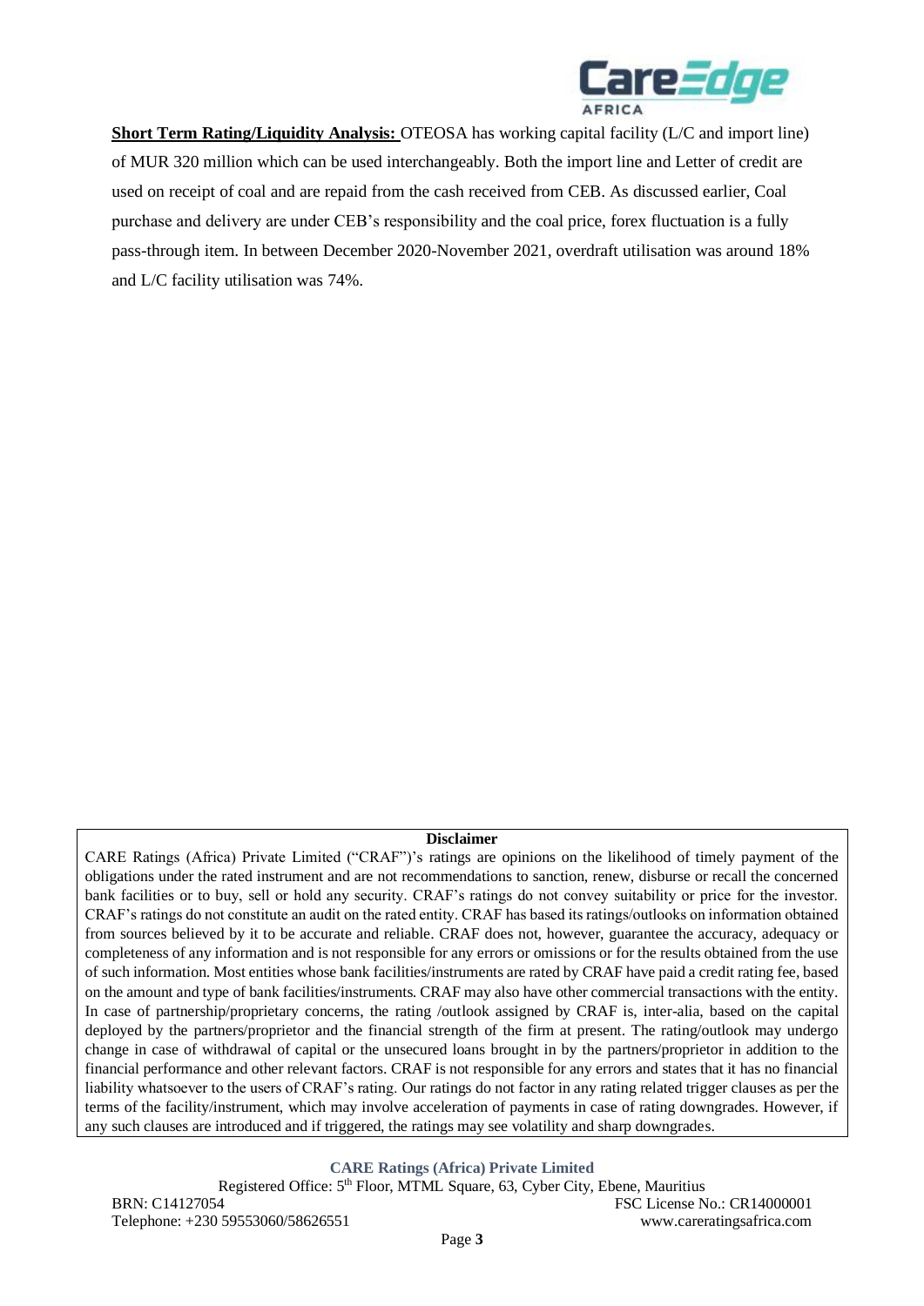**Short Term Rating/Liquidity Analysis:** OTEOSA has working capital facility (L/C and import line) of MUR 320 million which can be used interchangeably. Both the import line and Letter of credit are used on receipt of coal and are repaid from the cash received from CEB. As discussed earlier, Coal purchase and delivery are under CEB's responsibility and the coal price, forex fluctuation is a fully pass-through item. In between December 2020-November 2021, overdraft utilisation was around 18% and L/C facility utilisation was 74%.

**Disclaimer**

CARE Ratings (Africa) Private Limited ("CRAF")'s ratings are opinions on the likelihood of timely payment of the obligations under the rated instrument and are not recommendations to sanction, renew, disburse or recall the concerned bank facilities or to buy, sell or hold any security. CRAF's ratings do not convey suitability or price for the investor. CRAF's ratings do not constitute an audit on the rated entity. CRAF has based its ratings/outlooks on information obtained from sources believed by it to be accurate and reliable. CRAF does not, however, guarantee the accuracy, adequacy or completeness of any information and is not responsible for any errors or omissions or for the results obtained from the use of such information. Most entities whose bank facilities/instruments are rated by CRAF have paid a credit rating fee, based on the amount and type of bank facilities/instruments. CRAF may also have other commercial transactions with the entity. In case of partnership/proprietary concerns, the rating /outlook assigned by CRAF is, inter-alia, based on the capital deployed by the partners/proprietor and the financial strength of the firm at present. The rating/outlook may undergo change in case of withdrawal of capital or the unsecured loans brought in by the partners/proprietor in addition to the financial performance and other relevant factors. CRAF is not responsible for any errors and states that it has no financial liability whatsoever to the users of CRAF's rating. Our ratings do not factor in any rating related trigger clauses as per the terms of the facility/instrument, which may involve acceleration of payments in case of rating downgrades. However, if any such clauses are introduced and if triggered, the ratings may see volatility and sharp downgrades.

**CARE Ratings (Africa) Private Limited**

Registered Office: 5th Floor, MTML Square, 63, Cyber City, Ebene, Mauritius

BRN: C14127054 FSC License No.: CR14000001

Telephone: +230 59553060/58626551 www.careratingsafrica.com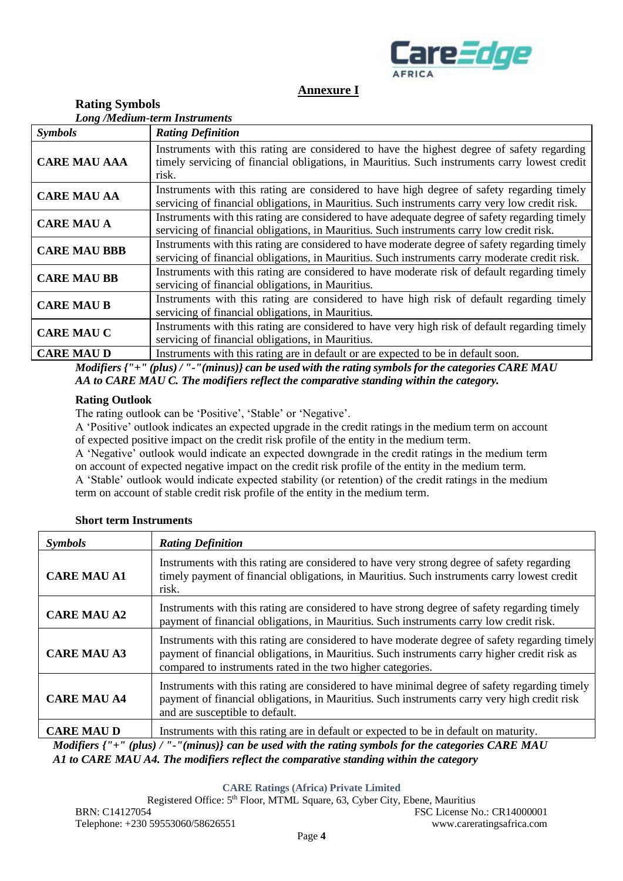## Annexure I

### Rating Symbols

*Long /Medium-term Instruments*

| *Symbols* | *Rating Definition* |
|---|---|
| **CARE MAU AAA** | Instruments with this rating are considered to have the highest degree of safety regarding timely servicing of financial obligations, in Mauritius. Such instruments carry lowest credit risk. |
| **CARE MAU AA** | Instruments with this rating are considered to have high degree of safety regarding timely servicing of financial obligations, in Mauritius. Such instruments carry very low credit risk. |
| **CARE MAU A** | Instruments with this rating are considered to have adequate degree of safety regarding timely servicing of financial obligations, in Mauritius. Such instruments carry low credit risk. |
| **CARE MAU BBB** | Instruments with this rating are considered to have moderate degree of safety regarding timely servicing of financial obligations, in Mauritius. Such instruments carry moderate credit risk. |
| **CARE MAU BB** | Instruments with this rating are considered to have moderate risk of default regarding timely servicing of financial obligations, in Mauritius. |
| **CARE MAU B** | Instruments with this rating are considered to have high risk of default regarding timely servicing of financial obligations, in Mauritius. |
| **CARE MAU C** | Instruments with this rating are considered to have very high risk of default regarding timely servicing of financial obligations, in Mauritius. |
| **CARE MAU D** | Instruments with this rating are in default or are expected to be in default soon. |

***Modifiers {"+" (plus) / "-"(minus)} can be used with the rating symbols for the categories CARE MAU AA to CARE MAU C. The modifiers reflect the comparative standing within the category.***

**Rating Outlook**

The rating outlook can be 'Positive', 'Stable' or 'Negative'.

A 'Positive' outlook indicates an expected upgrade in the credit ratings in the medium term on account of expected positive impact on the credit risk profile of the entity in the medium term.

A 'Negative' outlook would indicate an expected downgrade in the credit ratings in the medium term on account of expected negative impact on the credit risk profile of the entity in the medium term.

A 'Stable' outlook would indicate expected stability (or retention) of the credit ratings in the medium term on account of stable credit risk profile of the entity in the medium term.

**Short term Instruments**

| *Symbols* | *Rating Definition* |
|---|---|
| **CARE MAU A1** | Instruments with this rating are considered to have very strong degree of safety regarding timely payment of financial obligations, in Mauritius. Such instruments carry lowest credit risk. |
| **CARE MAU A2** | Instruments with this rating are considered to have strong degree of safety regarding timely payment of financial obligations, in Mauritius. Such instruments carry low credit risk. |
| **CARE MAU A3** | Instruments with this rating are considered to have moderate degree of safety regarding timely payment of financial obligations, in Mauritius. Such instruments carry higher credit risk as compared to instruments rated in the two higher categories. |
| **CARE MAU A4** | Instruments with this rating are considered to have minimal degree of safety regarding timely payment of financial obligations, in Mauritius. Such instruments carry very high credit risk and are susceptible to default. |
| **CARE MAU D** | Instruments with this rating are in default or expected to be in default on maturity. |

***Modifiers {"+" (plus) / "-"(minus)} can be used with the rating symbols for the categories CARE MAU A1 to CARE MAU A4. The modifiers reflect the comparative standing within the category***

**CARE Ratings (Africa) Private Limited**

Registered Office: 5th Floor, MTML Square, 63, Cyber City, Ebene, Mauritius

BRN: C14127054 — FSC License No.: CR14000001

Telephone: +230 59553060/58626551 — www.careratingsafrica.com